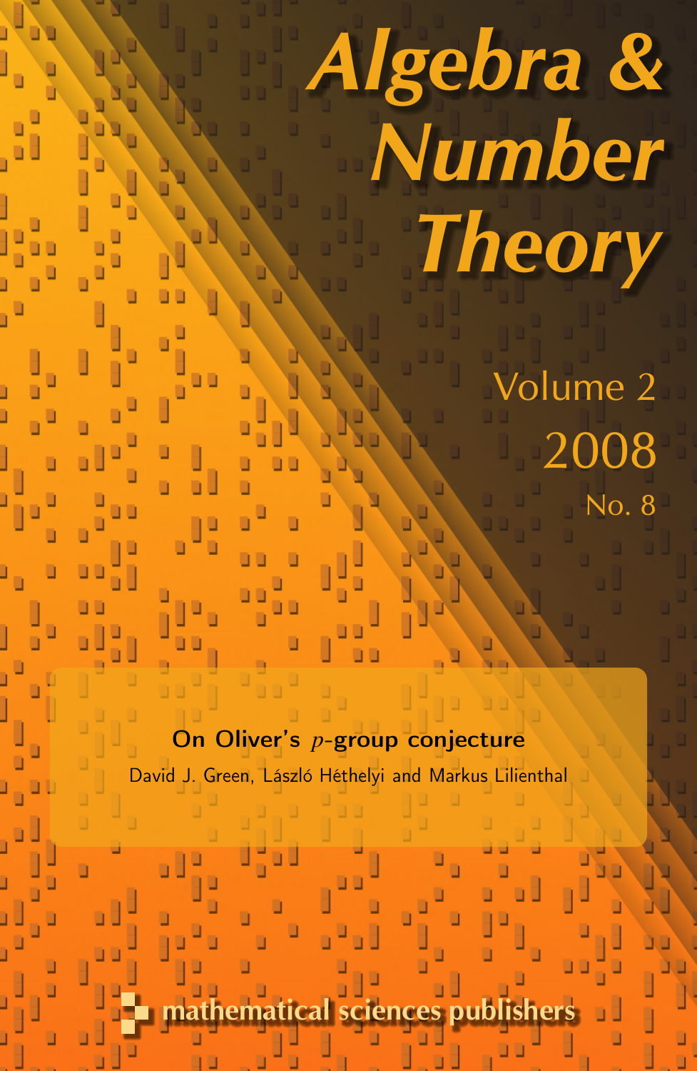# Algebra & Number Theory

Volume 2

2008

No. 8

**On Oliver's $p$-group conjecture**

David J. Green, László Héthelyi and Markus Lilienthal

mathematical sciences publishers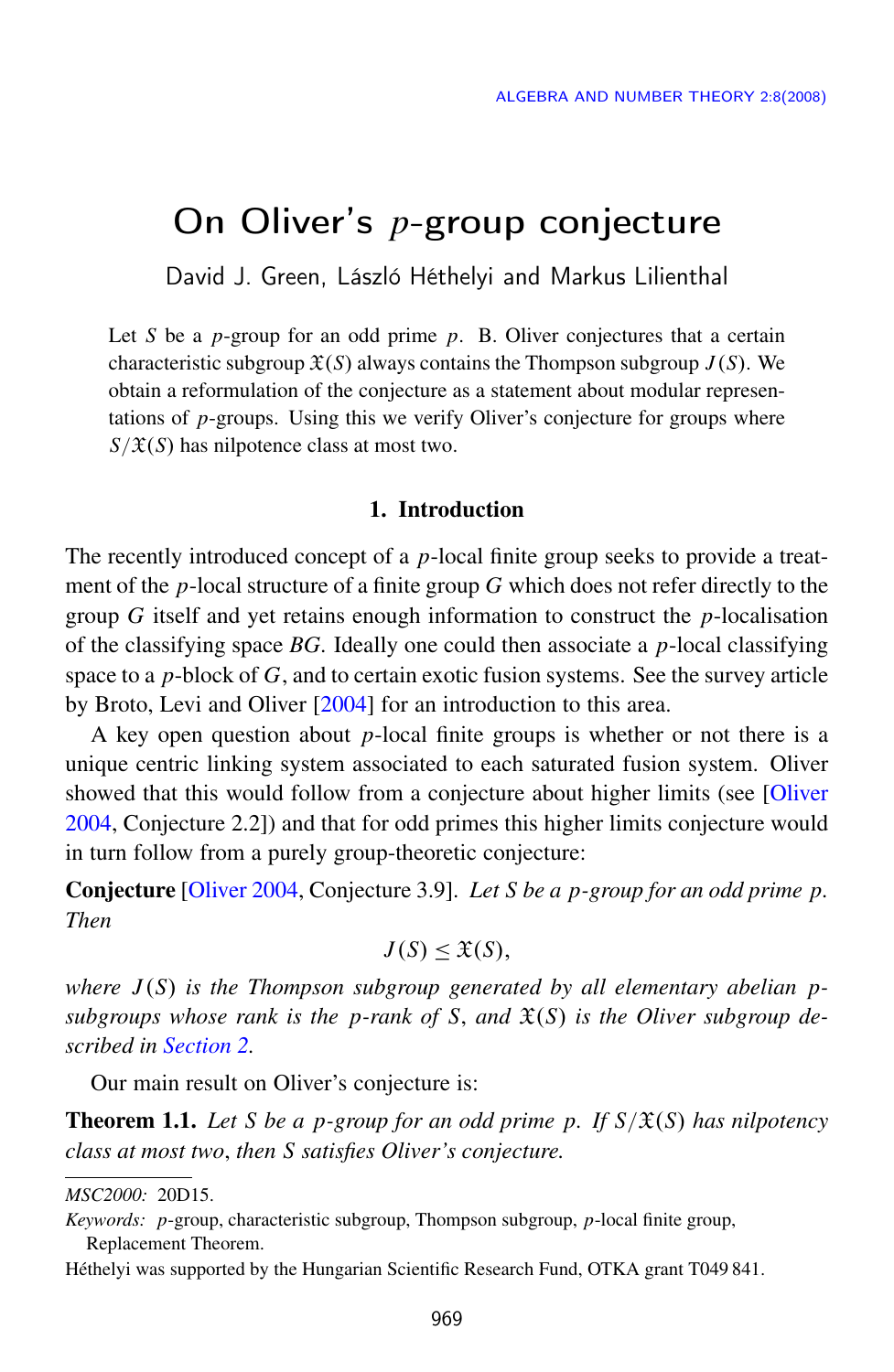# On Oliver's $p$-group conjecture

David J. Green, László Héthelyi and Markus Lilienthal

Let $S$ be a $p$-group for an odd prime $p$. B. Oliver conjectures that a certain characteristic subgroup $\mathfrak{X}(S)$ always contains the Thompson subgroup $J(S)$. We obtain a reformulation of the conjecture as a statement about modular representations of $p$-groups. Using this we verify Oliver's conjecture for groups where $S/\mathfrak{X}(S)$ has nilpotence class at most two.

## 1. Introduction

The recently introduced concept of a $p$-local finite group seeks to provide a treatment of the $p$-local structure of a finite group $G$ which does not refer directly to the group $G$ itself and yet retains enough information to construct the $p$-localisation of the classifying space $BG$. Ideally one could then associate a $p$-local classifying space to a $p$-block of $G$, and to certain exotic fusion systems. See the survey article by Broto, Levi and Oliver [2004] for an introduction to this area.

A key open question about $p$-local finite groups is whether or not there is a unique centric linking system associated to each saturated fusion system. Oliver showed that this would follow from a conjecture about higher limits (see [Oliver 2004, Conjecture 2.2]) and that for odd primes this higher limits conjecture would in turn follow from a purely group-theoretic conjecture:

**Conjecture** [Oliver 2004, Conjecture 3.9]. *Let $S$ be a $p$-group for an odd prime $p$. Then*

$$J(S) \leq \mathfrak{X}(S),$$

*where $J(S)$ is the Thompson subgroup generated by all elementary abelian $p$-subgroups whose rank is the $p$-rank of $S$, and $\mathfrak{X}(S)$ is the Oliver subgroup described in Section 2.*

Our main result on Oliver's conjecture is:

**Theorem 1.1.** *Let $S$ be a $p$-group for an odd prime $p$. If $S/\mathfrak{X}(S)$ has nilpotency class at most two, then $S$ satisfies Oliver's conjecture.*

---

*MSC2000:* 20D15.

*Keywords:* $p$-group, characteristic subgroup, Thompson subgroup, $p$-local finite group, Replacement Theorem.

Héthelyi was supported by the Hungarian Scientific Research Fund, OTKA grant T049 841.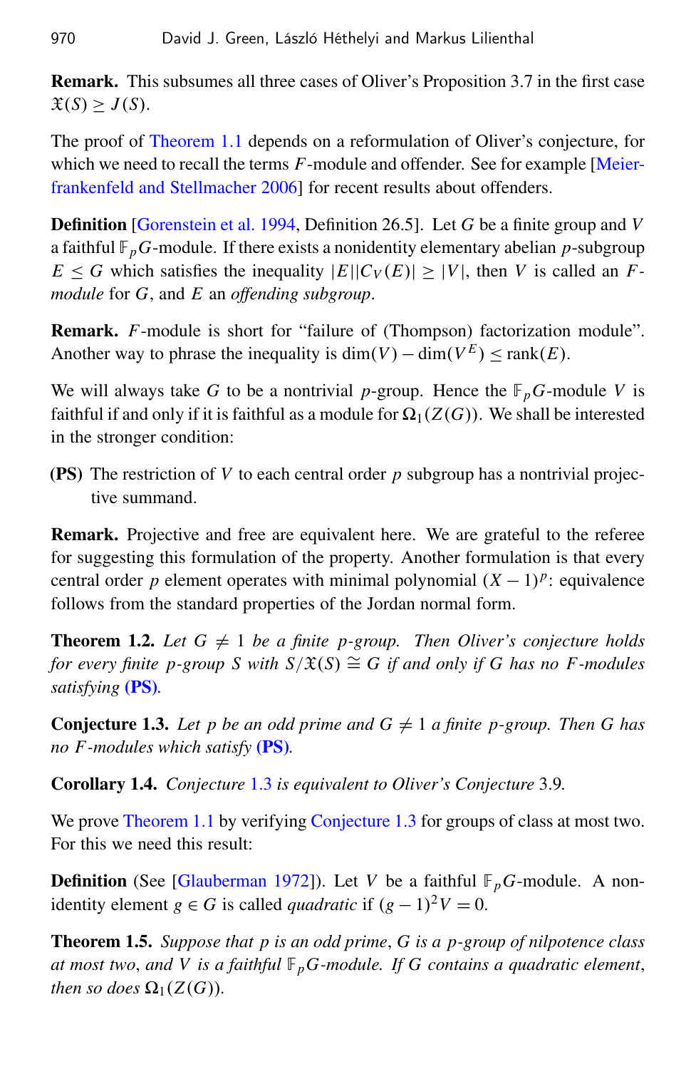**Remark.** This subsumes all three cases of Oliver's Proposition 3.7 in the first case $\mathfrak{X}(S) \geq J(S)$.

The proof of Theorem 1.1 depends on a reformulation of Oliver's conjecture, for which we need to recall the terms $F$-module and offender. See for example [Meierfrankenfeld and Stellmacher 2006] for recent results about offenders.

**Definition** [Gorenstein et al. 1994, Definition 26.5]. Let $G$ be a finite group and $V$ a faithful $\mathbb{F}_p G$-module. If there exists a nonidentity elementary abelian $p$-subgroup $E \leq G$ which satisfies the inequality $|E||C_V(E)| \geq |V|$, then $V$ is called an *$F$-module* for $G$, and $E$ an *offending subgroup*.

**Remark.** $F$-module is short for "failure of (Thompson) factorization module". Another way to phrase the inequality is $\dim(V) - \dim(V^E) \leq \operatorname{rank}(E)$.

We will always take $G$ to be a nontrivial $p$-group. Hence the $\mathbb{F}_p G$-module $V$ is faithful if and only if it is faithful as a module for $\Omega_1(Z(G))$. We shall be interested in the stronger condition:

**(PS)** The restriction of $V$ to each central order $p$ subgroup has a nontrivial projective summand.

**Remark.** Projective and free are equivalent here. We are grateful to the referee for suggesting this formulation of the property. Another formulation is that every central order $p$ element operates with minimal polynomial $(X-1)^p$: equivalence follows from the standard properties of the Jordan normal form.

**Theorem 1.2.** *Let $G \neq 1$ be a finite $p$-group. Then Oliver's conjecture holds for every finite $p$-group $S$ with $S/\mathfrak{X}(S) \cong G$ if and only if $G$ has no $F$-modules satisfying* **(PS)***.*

**Conjecture 1.3.** *Let $p$ be an odd prime and $G \neq 1$ a finite $p$-group. Then $G$ has no $F$-modules which satisfy* **(PS)***.*

**Corollary 1.4.** *Conjecture 1.3 is equivalent to Oliver's Conjecture 3.9.*

We prove Theorem 1.1 by verifying Conjecture 1.3 for groups of class at most two. For this we need this result:

**Definition** (See [Glauberman 1972]). Let $V$ be a faithful $\mathbb{F}_p G$-module. A nonidentity element $g \in G$ is called *quadratic* if $(g-1)^2 V = 0$.

**Theorem 1.5.** *Suppose that $p$ is an odd prime, $G$ is a $p$-group of nilpotence class at most two, and $V$ is a faithful $\mathbb{F}_p G$-module. If $G$ contains a quadratic element, then so does $\Omega_1(Z(G))$.*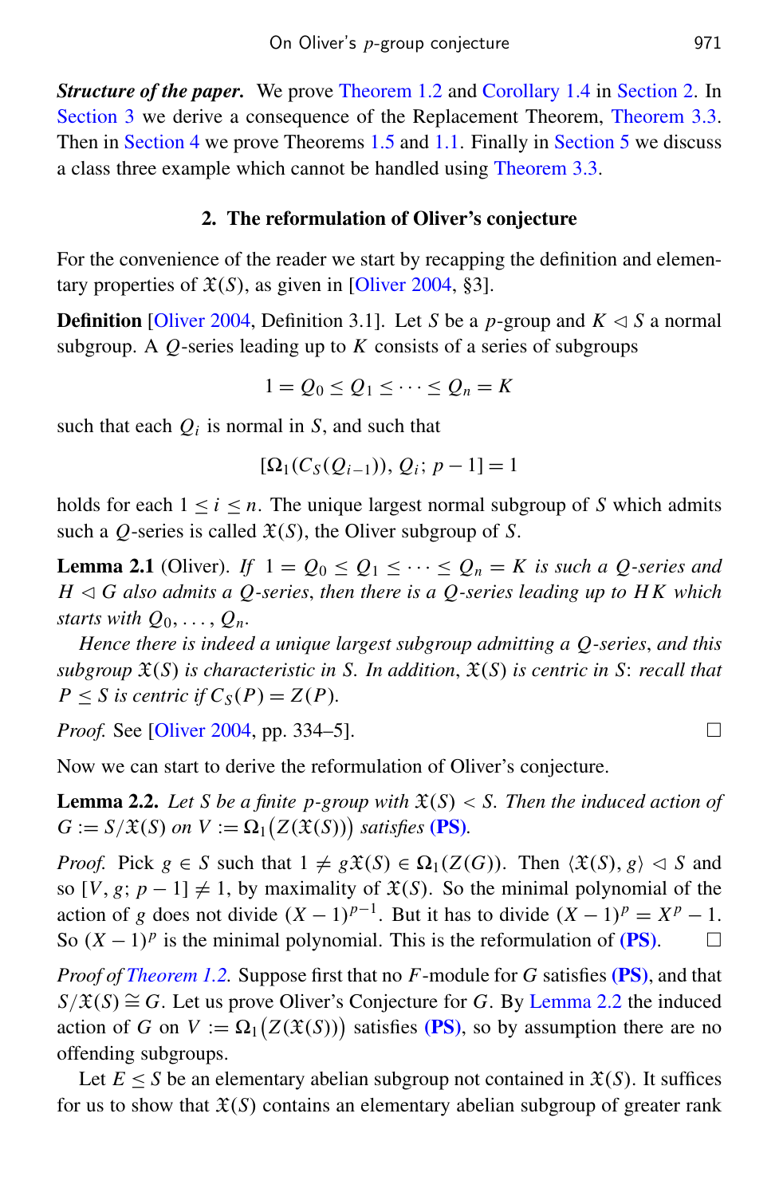***Structure of the paper.*** We prove Theorem 1.2 and Corollary 1.4 in Section 2. In Section 3 we derive a consequence of the Replacement Theorem, Theorem 3.3. Then in Section 4 we prove Theorems 1.5 and 1.1. Finally in Section 5 we discuss a class three example which cannot be handled using Theorem 3.3.

## 2. The reformulation of Oliver's conjecture

For the convenience of the reader we start by recapping the definition and elementary properties of $\mathfrak{X}(S)$, as given in [Oliver 2004, §3].

**Definition** [Oliver 2004, Definition 3.1]. Let $S$ be a $p$-group and $K \lhd S$ a normal subgroup. A $Q$-series leading up to $K$ consists of a series of subgroups

$$1 = Q_0 \leq Q_1 \leq \cdots \leq Q_n = K$$

such that each $Q_i$ is normal in $S$, and such that

$$[\Omega_1(C_S(Q_{i-1})), Q_i;\, p-1] = 1$$

holds for each $1 \leq i \leq n$. The unique largest normal subgroup of $S$ which admits such a $Q$-series is called $\mathfrak{X}(S)$, the Oliver subgroup of $S$.

**Lemma 2.1** (Oliver). *If $1 = Q_0 \leq Q_1 \leq \cdots \leq Q_n = K$ is such a $Q$-series and $H \lhd G$ also admits a $Q$-series, then there is a $Q$-series leading up to $HK$ which starts with $Q_0, \ldots, Q_n$.*

*Hence there is indeed a unique largest subgroup admitting a $Q$-series, and this subgroup $\mathfrak{X}(S)$ is characteristic in $S$. In addition, $\mathfrak{X}(S)$ is centric in $S$: recall that $P \leq S$ is centric if $C_S(P) = Z(P)$.*

*Proof.* See [Oliver 2004, pp. 334–5]. □

Now we can start to derive the reformulation of Oliver's conjecture.

**Lemma 2.2.** *Let $S$ be a finite $p$-group with $\mathfrak{X}(S) < S$. Then the induced action of $G := S/\mathfrak{X}(S)$ on $V := \Omega_1\big(Z(\mathfrak{X}(S))\big)$ satisfies* **(PS)**.

*Proof.* Pick $g \in S$ such that $1 \neq g\mathfrak{X}(S) \in \Omega_1(Z(G))$. Then $\langle \mathfrak{X}(S), g\rangle \lhd S$ and so $[V, g;\, p-1] \neq 1$, by maximality of $\mathfrak{X}(S)$. So the minimal polynomial of the action of $g$ does not divide $(X-1)^{p-1}$. But it has to divide $(X-1)^p = X^p - 1$. So $(X-1)^p$ is the minimal polynomial. This is the reformulation of **(PS)**. □

*Proof of Theorem 1.2.* Suppose first that no $F$-module for $G$ satisfies **(PS)**, and that $S/\mathfrak{X}(S) \cong G$. Let us prove Oliver's Conjecture for $G$. By Lemma 2.2 the induced action of $G$ on $V := \Omega_1\big(Z(\mathfrak{X}(S))\big)$ satisfies **(PS)**, so by assumption there are no offending subgroups.

Let $E \leq S$ be an elementary abelian subgroup not contained in $\mathfrak{X}(S)$. It suffices for us to show that $\mathfrak{X}(S)$ contains an elementary abelian subgroup of greater rank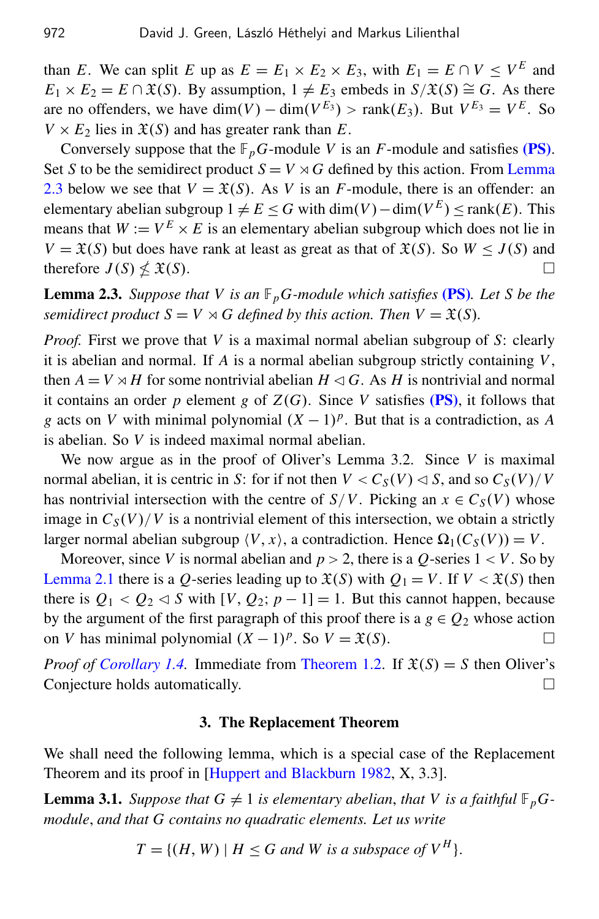than $E$. We can split $E$ up as $E = E_1 \times E_2 \times E_3$, with $E_1 = E \cap V \leq V^E$ and $E_1 \times E_2 = E \cap \mathfrak{X}(S)$. By assumption, $1 \neq E_3$ embeds in $S/\mathfrak{X}(S) \cong G$. As there are no offenders, we have $\dim(V) - \dim(V^{E_3}) > \operatorname{rank}(E_3)$. But $V^{E_3} = V^E$. So $V \times E_2$ lies in $\mathfrak{X}(S)$ and has greater rank than $E$.

Conversely suppose that the $\mathbb{F}_p G$-module $V$ is an $F$-module and satisfies **(PS)**. Set $S$ to be the semidirect product $S = V \rtimes G$ defined by this action. From Lemma 2.3 below we see that $V = \mathfrak{X}(S)$. As $V$ is an $F$-module, there is an offender: an elementary abelian subgroup $1 \neq E \leq G$ with $\dim(V) - \dim(V^E) \leq \operatorname{rank}(E)$. This means that $W := V^E \times E$ is an elementary abelian subgroup which does not lie in $V = \mathfrak{X}(S)$ but does have rank at least as great as that of $\mathfrak{X}(S)$. So $W \leq J(S)$ and therefore $J(S) \not\leq \mathfrak{X}(S)$. □

**Lemma 2.3.** *Suppose that $V$ is an $\mathbb{F}_p G$-module which satisfies* **(PS)**. *Let $S$ be the semidirect product $S = V \rtimes G$ defined by this action. Then $V = \mathfrak{X}(S)$.*

*Proof.* First we prove that $V$ is a maximal normal abelian subgroup of $S$: clearly it is abelian and normal. If $A$ is a normal abelian subgroup strictly containing $V$, then $A = V \rtimes H$ for some nontrivial abelian $H \lhd G$. As $H$ is nontrivial and normal it contains an order $p$ element $g$ of $Z(G)$. Since $V$ satisfies **(PS)**, it follows that $g$ acts on $V$ with minimal polynomial $(X-1)^p$. But that is a contradiction, as $A$ is abelian. So $V$ is indeed maximal normal abelian.

We now argue as in the proof of Oliver's Lemma 3.2. Since $V$ is maximal normal abelian, it is centric in $S$: for if not then $V < C_S(V) \lhd S$, and so $C_S(V)/V$ has nontrivial intersection with the centre of $S/V$. Picking an $x \in C_S(V)$ whose image in $C_S(V)/V$ is a nontrivial element of this intersection, we obtain a strictly larger normal abelian subgroup $\langle V, x\rangle$, a contradiction. Hence $\Omega_1(C_S(V)) = V$.

Moreover, since $V$ is normal abelian and $p > 2$, there is a $Q$-series $1 < V$. So by Lemma 2.1 there is a $Q$-series leading up to $\mathfrak{X}(S)$ with $Q_1 = V$. If $V < \mathfrak{X}(S)$ then there is $Q_1 < Q_2 \lhd S$ with $[V, Q_2; p-1] = 1$. But this cannot happen, because by the argument of the first paragraph of this proof there is a $g \in Q_2$ whose action on $V$ has minimal polynomial $(X-1)^p$. So $V = \mathfrak{X}(S)$. □

*Proof of Corollary 1.4.* Immediate from Theorem 1.2. If $\mathfrak{X}(S) = S$ then Oliver's Conjecture holds automatically. □

## 3. The Replacement Theorem

We shall need the following lemma, which is a special case of the Replacement Theorem and its proof in [Huppert and Blackburn 1982, X, 3.3].

**Lemma 3.1.** *Suppose that $G \neq 1$ is elementary abelian, that $V$ is a faithful $\mathbb{F}_p G$-module, and that $G$ contains no quadratic elements. Let us write*

$$T = \{(H, W) \mid H \leq G \text{ and } W \text{ is a subspace of } V^H\}.$$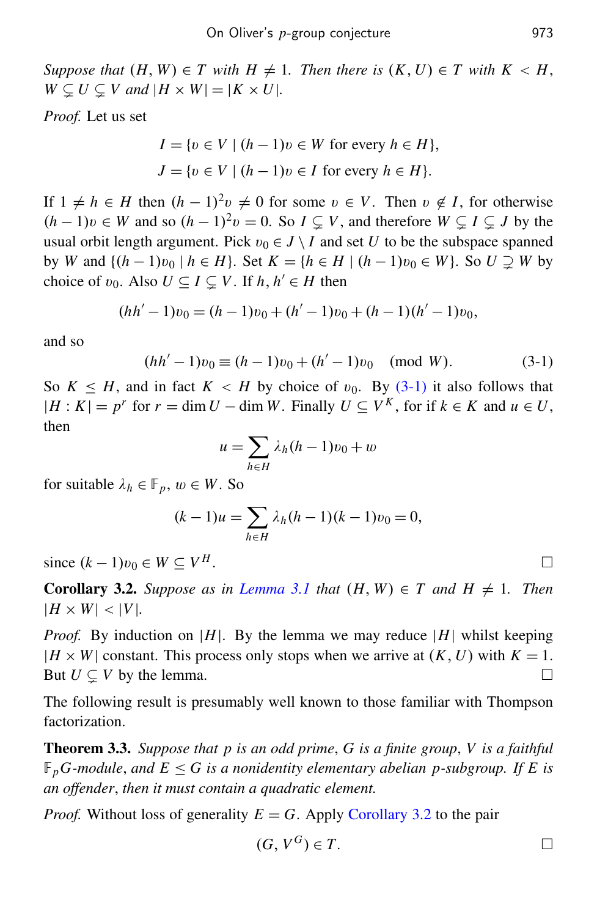*Suppose that $(H, W) \in T$ with $H \neq 1$. Then there is $(K, U) \in T$ with $K < H$, $W \subsetneq U \subsetneq V$ and $|H \times W| = |K \times U|$.*

*Proof.* Let us set

$$I = \{v \in V \mid (h-1)v \in W \text{ for every } h \in H\},$$
$$J = \{v \in V \mid (h-1)v \in I \text{ for every } h \in H\}.$$

If $1 \neq h \in H$ then $(h-1)^2 v \neq 0$ for some $v \in V$. Then $v \notin I$, for otherwise $(h-1)v \in W$ and so $(h-1)^2 v = 0$. So $I \subsetneq V$, and therefore $W \subsetneq I \subsetneq J$ by the usual orbit length argument. Pick $v_0 \in J \setminus I$ and set $U$ to be the subspace spanned by $W$ and $\{(h-1)v_0 \mid h \in H\}$. Set $K = \{h \in H \mid (h-1)v_0 \in W\}$. So $U \supsetneq W$ by choice of $v_0$. Also $U \subseteq I \subsetneq V$. If $h, h' \in H$ then

$$(hh'-1)v_0 = (h-1)v_0 + (h'-1)v_0 + (h-1)(h'-1)v_0,$$

and so

$$(hh'-1)v_0 \equiv (h-1)v_0 + (h'-1)v_0 \pmod{W}. \tag{3-1}$$

So $K \leq H$, and in fact $K < H$ by choice of $v_0$. By (3-1) it also follows that $|H : K| = p^r$ for $r = \dim U - \dim W$. Finally $U \subseteq V^K$, for if $k \in K$ and $u \in U$, then

$$u = \sum_{h \in H} \lambda_h (h-1)v_0 + w$$

for suitable $\lambda_h \in \mathbb{F}_p$, $w \in W$. So

$$(k-1)u = \sum_{h \in H} \lambda_h (h-1)(k-1)v_0 = 0,$$

since $(k-1)v_0 \in W \subseteq V^H$. □

**Corollary 3.2.** *Suppose as in Lemma 3.1 that $(H, W) \in T$ and $H \neq 1$. Then $|H \times W| < |V|$.*

*Proof.* By induction on $|H|$. By the lemma we may reduce $|H|$ whilst keeping $|H \times W|$ constant. This process only stops when we arrive at $(K, U)$ with $K = 1$. But $U \subsetneq V$ by the lemma. □

The following result is presumably well known to those familiar with Thompson factorization.

**Theorem 3.3.** *Suppose that $p$ is an odd prime, $G$ is a finite group, $V$ is a faithful $\mathbb{F}_p G$-module, and $E \leq G$ is a nonidentity elementary abelian $p$-subgroup. If $E$ is an offender, then it must contain a quadratic element.*

*Proof.* Without loss of generality $E = G$. Apply Corollary 3.2 to the pair

$$(G, V^G) \in T.$$ □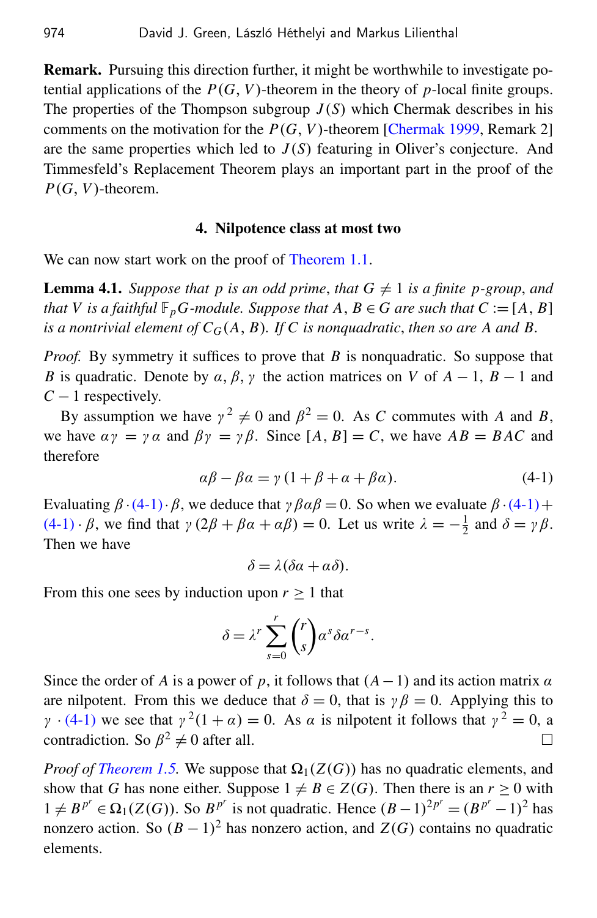**Remark.** Pursuing this direction further, it might be worthwhile to investigate potential applications of the $P(G, V)$-theorem in the theory of $p$-local finite groups. The properties of the Thompson subgroup $J(S)$ which Chermak describes in his comments on the motivation for the $P(G, V)$-theorem [Chermak 1999, Remark 2] are the same properties which led to $J(S)$ featuring in Oliver's conjecture. And Timmesfeld's Replacement Theorem plays an important part in the proof of the $P(G, V)$-theorem.

## 4. Nilpotence class at most two

We can now start work on the proof of Theorem 1.1.

**Lemma 4.1.** *Suppose that $p$ is an odd prime, that $G \neq 1$ is a finite $p$-group, and that $V$ is a faithful $\mathbb{F}_p G$-module. Suppose that $A, B \in G$ are such that $C := [A, B]$ is a nontrivial element of $C_G(A, B)$. If $C$ is nonquadratic, then so are $A$ and $B$.*

*Proof.* By symmetry it suffices to prove that $B$ is nonquadratic. So suppose that $B$ is quadratic. Denote by $\alpha, \beta, \gamma$ the action matrices on $V$ of $A - 1$, $B - 1$ and $C - 1$ respectively.

By assumption we have $\gamma^2 \neq 0$ and $\beta^2 = 0$. As $C$ commutes with $A$ and $B$, we have $\alpha\gamma = \gamma\alpha$ and $\beta\gamma = \gamma\beta$. Since $[A, B] = C$, we have $AB = BAC$ and therefore

$$\alpha\beta - \beta\alpha = \gamma(1 + \beta + \alpha + \beta\alpha). \tag{4-1}$$

Evaluating $\beta \cdot (4\text{-}1) \cdot \beta$, we deduce that $\gamma\beta\alpha\beta = 0$. So when we evaluate $\beta \cdot (4\text{-}1) + (4\text{-}1) \cdot \beta$, we find that $\gamma(2\beta + \beta\alpha + \alpha\beta) = 0$. Let us write $\lambda = -\frac{1}{2}$ and $\delta = \gamma\beta$. Then we have

$$\delta = \lambda(\delta\alpha + \alpha\delta).$$

From this one sees by induction upon $r \geq 1$ that

$$\delta = \lambda^r \sum_{s=0}^{r} \binom{r}{s} \alpha^s \delta \alpha^{r-s}.$$

Since the order of $A$ is a power of $p$, it follows that $(A - 1)$ and its action matrix $\alpha$ are nilpotent. From this we deduce that $\delta = 0$, that is $\gamma\beta = 0$. Applying this to $\gamma \cdot (4\text{-}1)$ we see that $\gamma^2(1 + \alpha) = 0$. As $\alpha$ is nilpotent it follows that $\gamma^2 = 0$, a contradiction. So $\beta^2 \neq 0$ after all. $\square$

*Proof of Theorem 1.5.* We suppose that $\Omega_1(Z(G))$ has no quadratic elements, and show that $G$ has none either. Suppose $1 \neq B \in Z(G)$. Then there is an $r \geq 0$ with $1 \neq B^{p^r} \in \Omega_1(Z(G))$. So $B^{p^r}$ is not quadratic. Hence $(B - 1)^{2p^r} = (B^{p^r} - 1)^2$ has nonzero action. So $(B - 1)^2$ has nonzero action, and $Z(G)$ contains no quadratic elements.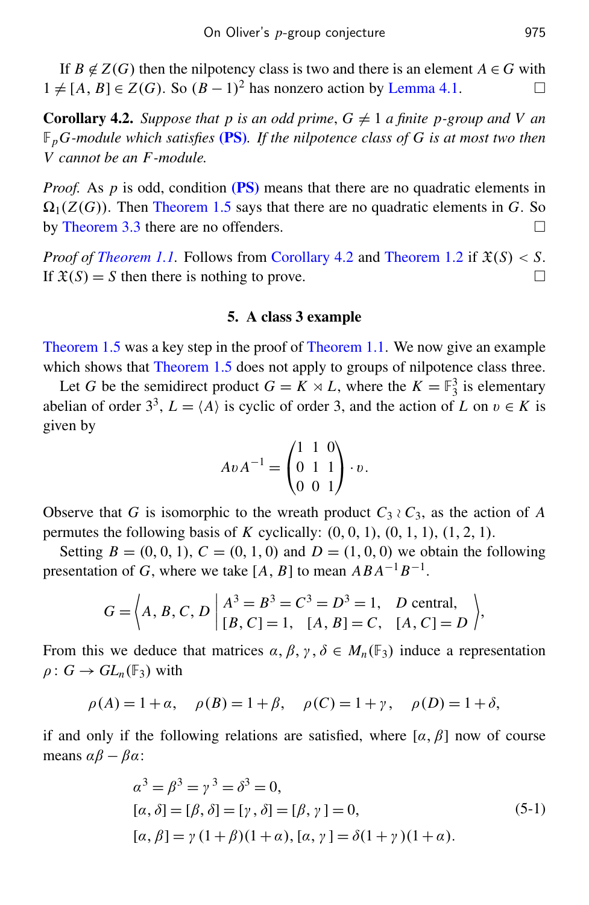If $B \notin Z(G)$ then the nilpotency class is two and there is an element $A \in G$ with $1 \neq [A, B] \in Z(G)$. So $(B-1)^2$ has nonzero action by Lemma 4.1. □

**Corollary 4.2.** *Suppose that $p$ is an odd prime, $G \neq 1$ a finite $p$-group and $V$ an $\mathbb{F}_p G$-module which satisfies* **(PS)**. *If the nilpotence class of $G$ is at most two then $V$ cannot be an $F$-module.*

*Proof.* As $p$ is odd, condition **(PS)** means that there are no quadratic elements in $\Omega_1(Z(G))$. Then Theorem 1.5 says that there are no quadratic elements in $G$. So by Theorem 3.3 there are no offenders. □

*Proof of Theorem 1.1.* Follows from Corollary 4.2 and Theorem 1.2 if $\mathfrak{X}(S) < S$. If $\mathfrak{X}(S) = S$ then there is nothing to prove. □

## 5. A class 3 example

Theorem 1.5 was a key step in the proof of Theorem 1.1. We now give an example which shows that Theorem 1.5 does not apply to groups of nilpotence class three.

Let $G$ be the semidirect product $G = K \rtimes L$, where the $K = \mathbb{F}_3^3$ is elementary abelian of order $3^3$, $L = \langle A \rangle$ is cyclic of order 3, and the action of $L$ on $v \in K$ is given by

$$A v A^{-1} = \begin{pmatrix} 1 & 1 & 0 \\ 0 & 1 & 1 \\ 0 & 0 & 1 \end{pmatrix} \cdot v.$$

Observe that $G$ is isomorphic to the wreath product $C_3 \wr C_3$, as the action of $A$ permutes the following basis of $K$ cyclically: $(0, 0, 1)$, $(0, 1, 1)$, $(1, 2, 1)$.

Setting $B = (0, 0, 1)$, $C = (0, 1, 0)$ and $D = (1, 0, 0)$ we obtain the following presentation of $G$, where we take $[A, B]$ to mean $ABA^{-1}B^{-1}$.

$$G = \left\langle A, B, C, D \;\middle|\; \begin{matrix} A^3 = B^3 = C^3 = D^3 = 1, & D \text{ central}, \\ [B, C] = 1, \quad [A, B] = C, & [A, C] = D \end{matrix} \right\rangle,$$

From this we deduce that matrices $\alpha, \beta, \gamma, \delta \in M_n(\mathbb{F}_3)$ induce a representation $\rho\colon G \to GL_n(\mathbb{F}_3)$ with

$$\rho(A) = 1 + \alpha, \quad \rho(B) = 1 + \beta, \quad \rho(C) = 1 + \gamma, \quad \rho(D) = 1 + \delta,$$

if and only if the following relations are satisfied, where $[\alpha, \beta]$ now of course means $\alpha\beta - \beta\alpha$:

$$\begin{aligned} &\alpha^3 = \beta^3 = \gamma^3 = \delta^3 = 0, \\ &[\alpha, \delta] = [\beta, \delta] = [\gamma, \delta] = [\beta, \gamma] = 0, \\ &[\alpha, \beta] = \gamma(1 + \beta)(1 + \alpha), [\alpha, \gamma] = \delta(1 + \gamma)(1 + \alpha). \end{aligned} \tag{5-1}$$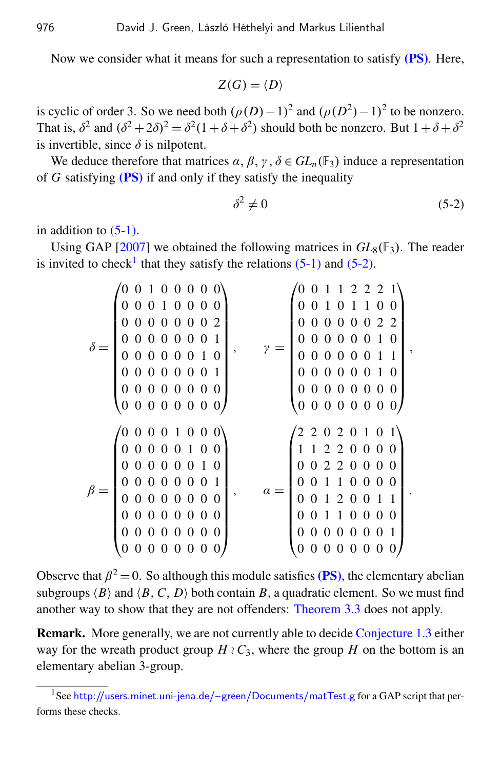Now we consider what it means for such a representation to satisfy **(PS)**. Here,

$$Z(G) = \langle D \rangle$$

is cyclic of order 3. So we need both $(\rho(D)-1)^2$ and $(\rho(D^2)-1)^2$ to be nonzero. That is, $\delta^2$ and $(\delta^2+2\delta)^2 = \delta^2(1+\delta+\delta^2)$ should both be nonzero. But $1+\delta+\delta^2$ is invertible, since $\delta$ is nilpotent.

We deduce therefore that matrices $\alpha, \beta, \gamma, \delta \in GL_n(\mathbb{F}_3)$ induce a representation of $G$ satisfying **(PS)** if and only if they satisfy the inequality

$$\delta^2 \neq 0 \tag{5-2}$$

in addition to (5-1).

Using GAP [2007] we obtained the following matrices in $GL_8(\mathbb{F}_3)$. The reader is invited to check[1] that they satisfy the relations (5-1) and (5-2).

$$\delta = \begin{pmatrix} 0&0&1&0&0&0&0&0\\ 0&0&0&1&0&0&0&0\\ 0&0&0&0&0&0&0&2\\ 0&0&0&0&0&0&0&1\\ 0&0&0&0&0&0&1&0\\ 0&0&0&0&0&0&0&1\\ 0&0&0&0&0&0&0&0\\ 0&0&0&0&0&0&0&0 \end{pmatrix}, \qquad \gamma = \begin{pmatrix} 0&0&1&1&2&2&2&1\\ 0&0&1&0&1&1&0&0\\ 0&0&0&0&0&0&2&2\\ 0&0&0&0&0&0&1&0\\ 0&0&0&0&0&0&1&1\\ 0&0&0&0&0&0&1&0\\ 0&0&0&0&0&0&0&0\\ 0&0&0&0&0&0&0&0 \end{pmatrix},$$

$$\beta = \begin{pmatrix} 0&0&0&0&1&0&0&0\\ 0&0&0&0&0&1&0&0\\ 0&0&0&0&0&0&1&0\\ 0&0&0&0&0&0&0&1\\ 0&0&0&0&0&0&0&0\\ 0&0&0&0&0&0&0&0\\ 0&0&0&0&0&0&0&0\\ 0&0&0&0&0&0&0&0 \end{pmatrix}, \qquad \alpha = \begin{pmatrix} 2&2&0&2&0&1&0&1\\ 1&1&2&2&0&0&0&0\\ 0&0&2&2&0&0&0&0\\ 0&0&1&1&0&0&0&0\\ 0&0&1&2&0&0&1&1\\ 0&0&1&1&0&0&0&0\\ 0&0&0&0&0&0&0&1\\ 0&0&0&0&0&0&0&0 \end{pmatrix}.$$

Observe that $\beta^2 = 0$. So although this module satisfies **(PS)**, the elementary abelian subgroups $\langle B \rangle$ and $\langle B, C, D \rangle$ both contain $B$, a quadratic element. So we must find another way to show that they are not offenders: Theorem 3.3 does not apply.

**Remark.** More generally, we are not currently able to decide Conjecture 1.3 either way for the wreath product group $H \wr C_3$, where the group $H$ on the bottom is an elementary abelian 3-group.

[1] See http://users.minet.uni-jena.de/~green/Documents/matTest.g for a GAP script that performs these checks.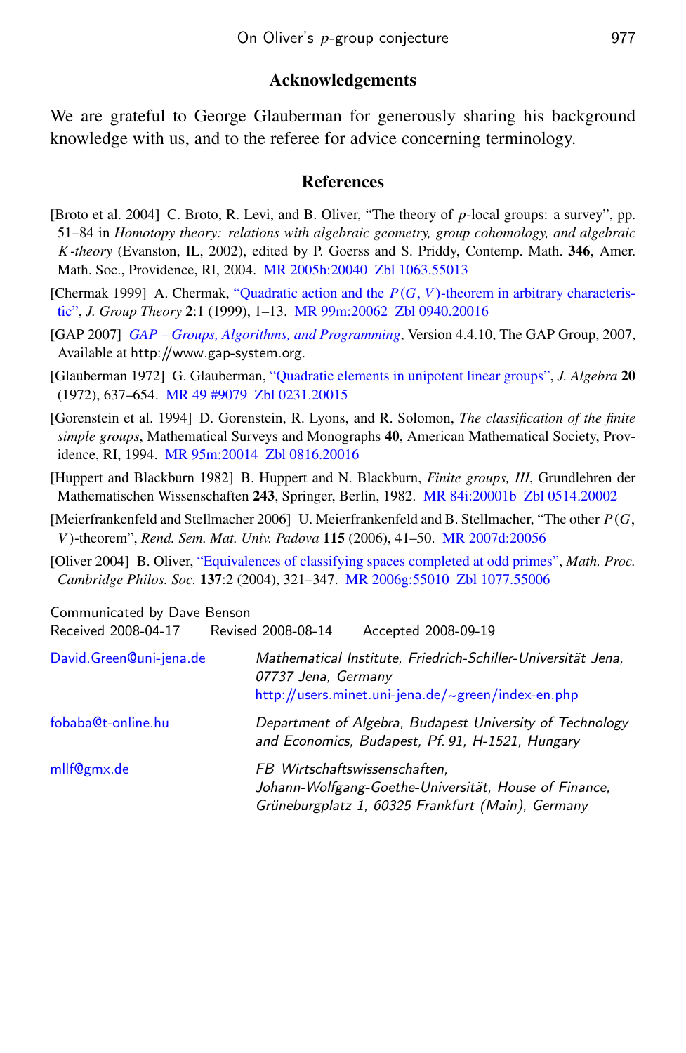## Acknowledgements

We are grateful to George Glauberman for generously sharing his background knowledge with us, and to the referee for advice concerning terminology.

## References

[Broto et al. 2004] C. Broto, R. Levi, and B. Oliver, "The theory of $p$-local groups: a survey", pp. 51–84 in *Homotopy theory: relations with algebraic geometry, group cohomology, and algebraic K-theory* (Evanston, IL, 2002), edited by P. Goerss and S. Priddy, Contemp. Math. **346**, Amer. Math. Soc., Providence, RI, 2004. MR 2005h:20040 Zbl 1063.55013

[Chermak 1999] A. Chermak, "Quadratic action and the $P(G, V)$-theorem in arbitrary characteristic", *J. Group Theory* **2**:1 (1999), 1–13. MR 99m:20062 Zbl 0940.20016

[GAP 2007] *GAP – Groups, Algorithms, and Programming*, Version 4.4.10, The GAP Group, 2007, Available at http://www.gap-system.org.

[Glauberman 1972] G. Glauberman, "Quadratic elements in unipotent linear groups", *J. Algebra* **20** (1972), 637–654. MR 49 #9079 Zbl 0231.20015

[Gorenstein et al. 1994] D. Gorenstein, R. Lyons, and R. Solomon, *The classification of the finite simple groups*, Mathematical Surveys and Monographs **40**, American Mathematical Society, Providence, RI, 1994. MR 95m:20014 Zbl 0816.20016

[Huppert and Blackburn 1982] B. Huppert and N. Blackburn, *Finite groups, III*, Grundlehren der Mathematischen Wissenschaften **243**, Springer, Berlin, 1982. MR 84i:20001b Zbl 0514.20002

[Meierfrankenfeld and Stellmacher 2006] U. Meierfrankenfeld and B. Stellmacher, "The other $P(G, V)$-theorem", *Rend. Sem. Mat. Univ. Padova* **115** (2006), 41–50. MR 2007d:20056

[Oliver 2004] B. Oliver, "Equivalences of classifying spaces completed at odd primes", *Math. Proc. Cambridge Philos. Soc.* **137**:2 (2004), 321–347. MR 2006g:55010 Zbl 1077.55006

Communicated by Dave Benson
Received 2008-04-17 Revised 2008-08-14 Accepted 2008-09-19

David.Green@uni-jena.de — *Mathematical Institute, Friedrich-Schiller-Universität Jena, 07737 Jena, Germany*
http://users.minet.uni-jena.de/~green/index-en.php

fobaba@t-online.hu — *Department of Algebra, Budapest University of Technology and Economics, Budapest, Pf. 91, H-1521, Hungary*

mllf@gmx.de — *FB Wirtschaftswissenschaften, Johann-Wolfgang-Goethe-Universität, House of Finance, Grüneburgplatz 1, 60325 Frankfurt (Main), Germany*